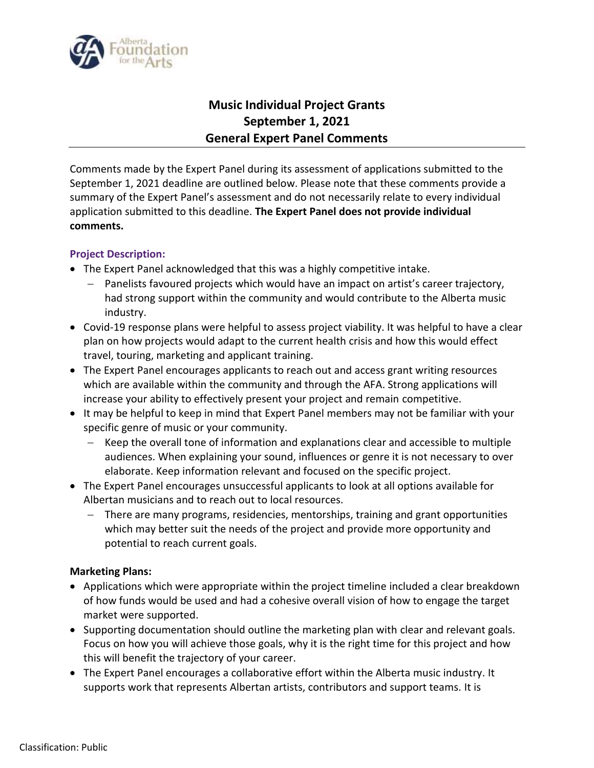# Music Individual Project Grants
# September 1, 2021
# General Expert Panel Comments

Comments made by the Expert Panel during its assessment of applications submitted to the September 1, 2021 deadline are outlined below. Please note that these comments provide a summary of the Expert Panel's assessment and do not necessarily relate to every individual application submitted to this deadline. **The Expert Panel does not provide individual comments.**

### Project Description:

- The Expert Panel acknowledged that this was a highly competitive intake.
  - Panelists favoured projects which would have an impact on artist's career trajectory, had strong support within the community and would contribute to the Alberta music industry.
- Covid-19 response plans were helpful to assess project viability. It was helpful to have a clear plan on how projects would adapt to the current health crisis and how this would effect travel, touring, marketing and applicant training.
- The Expert Panel encourages applicants to reach out and access grant writing resources which are available within the community and through the AFA. Strong applications will increase your ability to effectively present your project and remain competitive.
- It may be helpful to keep in mind that Expert Panel members may not be familiar with your specific genre of music or your community.
  - Keep the overall tone of information and explanations clear and accessible to multiple audiences. When explaining your sound, influences or genre it is not necessary to over elaborate. Keep information relevant and focused on the specific project.
- The Expert Panel encourages unsuccessful applicants to look at all options available for Albertan musicians and to reach out to local resources.
  - There are many programs, residencies, mentorships, training and grant opportunities which may better suit the needs of the project and provide more opportunity and potential to reach current goals.

### Marketing Plans:

- Applications which were appropriate within the project timeline included a clear breakdown of how funds would be used and had a cohesive overall vision of how to engage the target market were supported.
- Supporting documentation should outline the marketing plan with clear and relevant goals. Focus on how you will achieve those goals, why it is the right time for this project and how this will benefit the trajectory of your career.
- The Expert Panel encourages a collaborative effort within the Alberta music industry. It supports work that represents Albertan artists, contributors and support teams. It is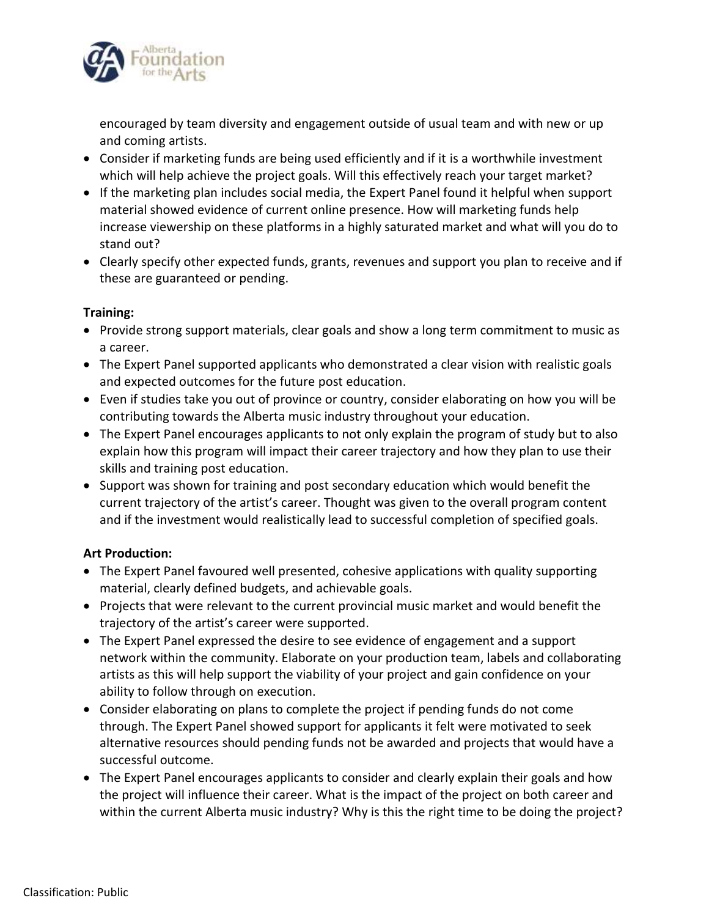encouraged by team diversity and engagement outside of usual team and with new or up and coming artists.

- Consider if marketing funds are being used efficiently and if it is a worthwhile investment which will help achieve the project goals. Will this effectively reach your target market?
- If the marketing plan includes social media, the Expert Panel found it helpful when support material showed evidence of current online presence. How will marketing funds help increase viewership on these platforms in a highly saturated market and what will you do to stand out?
- Clearly specify other expected funds, grants, revenues and support you plan to receive and if these are guaranteed or pending.

**Training:**

- Provide strong support materials, clear goals and show a long term commitment to music as a career.
- The Expert Panel supported applicants who demonstrated a clear vision with realistic goals and expected outcomes for the future post education.
- Even if studies take you out of province or country, consider elaborating on how you will be contributing towards the Alberta music industry throughout your education.
- The Expert Panel encourages applicants to not only explain the program of study but to also explain how this program will impact their career trajectory and how they plan to use their skills and training post education.
- Support was shown for training and post secondary education which would benefit the current trajectory of the artist's career. Thought was given to the overall program content and if the investment would realistically lead to successful completion of specified goals.

**Art Production:**

- The Expert Panel favoured well presented, cohesive applications with quality supporting material, clearly defined budgets, and achievable goals.
- Projects that were relevant to the current provincial music market and would benefit the trajectory of the artist's career were supported.
- The Expert Panel expressed the desire to see evidence of engagement and a support network within the community. Elaborate on your production team, labels and collaborating artists as this will help support the viability of your project and gain confidence on your ability to follow through on execution.
- Consider elaborating on plans to complete the project if pending funds do not come through. The Expert Panel showed support for applicants it felt were motivated to seek alternative resources should pending funds not be awarded and projects that would have a successful outcome.
- The Expert Panel encourages applicants to consider and clearly explain their goals and how the project will influence their career. What is the impact of the project on both career and within the current Alberta music industry? Why is this the right time to be doing the project?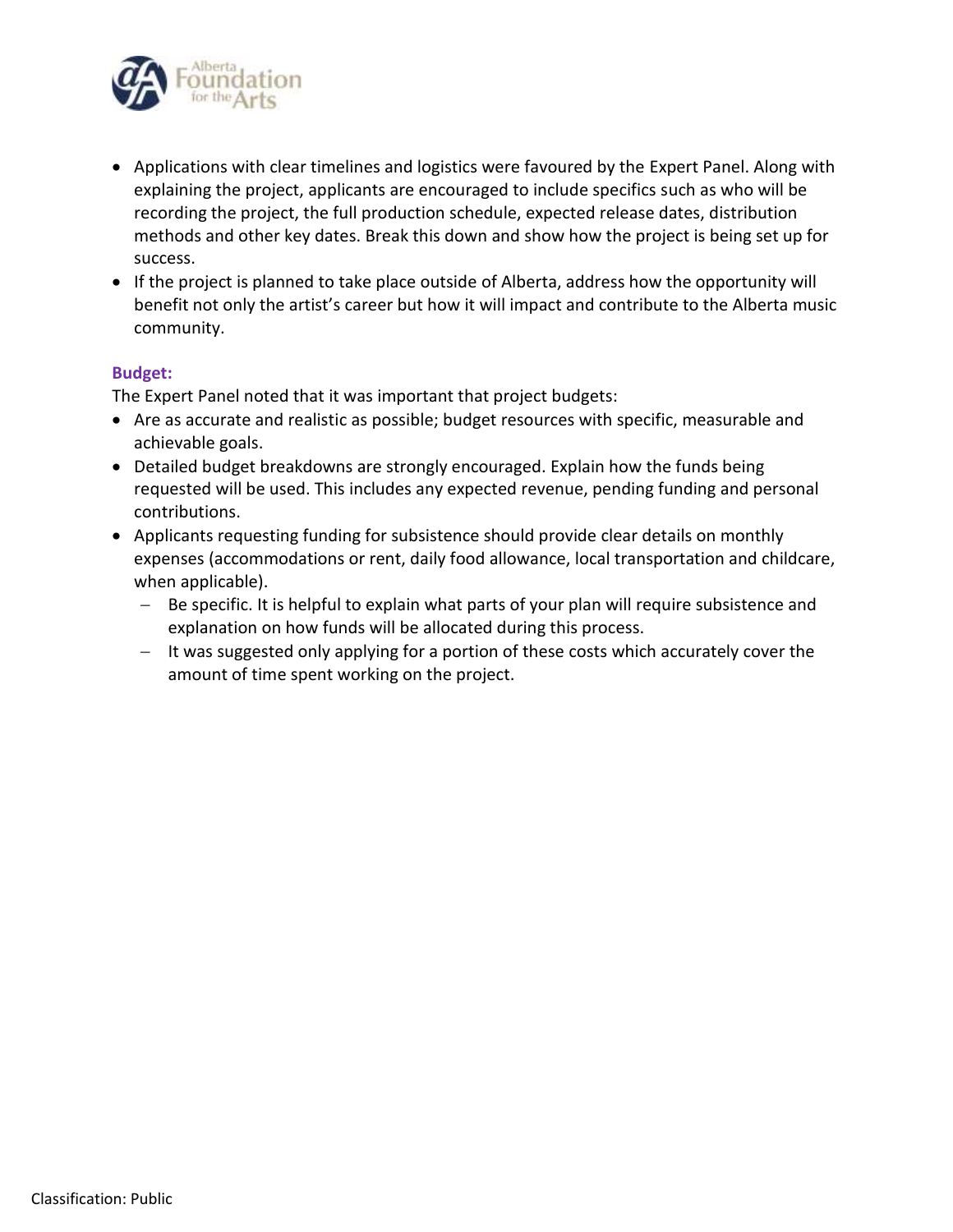- Applications with clear timelines and logistics were favoured by the Expert Panel. Along with explaining the project, applicants are encouraged to include specifics such as who will be recording the project, the full production schedule, expected release dates, distribution methods and other key dates. Break this down and show how the project is being set up for success.
- If the project is planned to take place outside of Alberta, address how the opportunity will benefit not only the artist's career but how it will impact and contribute to the Alberta music community.

**Budget:**

The Expert Panel noted that it was important that project budgets:

- Are as accurate and realistic as possible; budget resources with specific, measurable and achievable goals.
- Detailed budget breakdowns are strongly encouraged. Explain how the funds being requested will be used. This includes any expected revenue, pending funding and personal contributions.
- Applicants requesting funding for subsistence should provide clear details on monthly expenses (accommodations or rent, daily food allowance, local transportation and childcare, when applicable).
  - Be specific. It is helpful to explain what parts of your plan will require subsistence and explanation on how funds will be allocated during this process.
  - It was suggested only applying for a portion of these costs which accurately cover the amount of time spent working on the project.